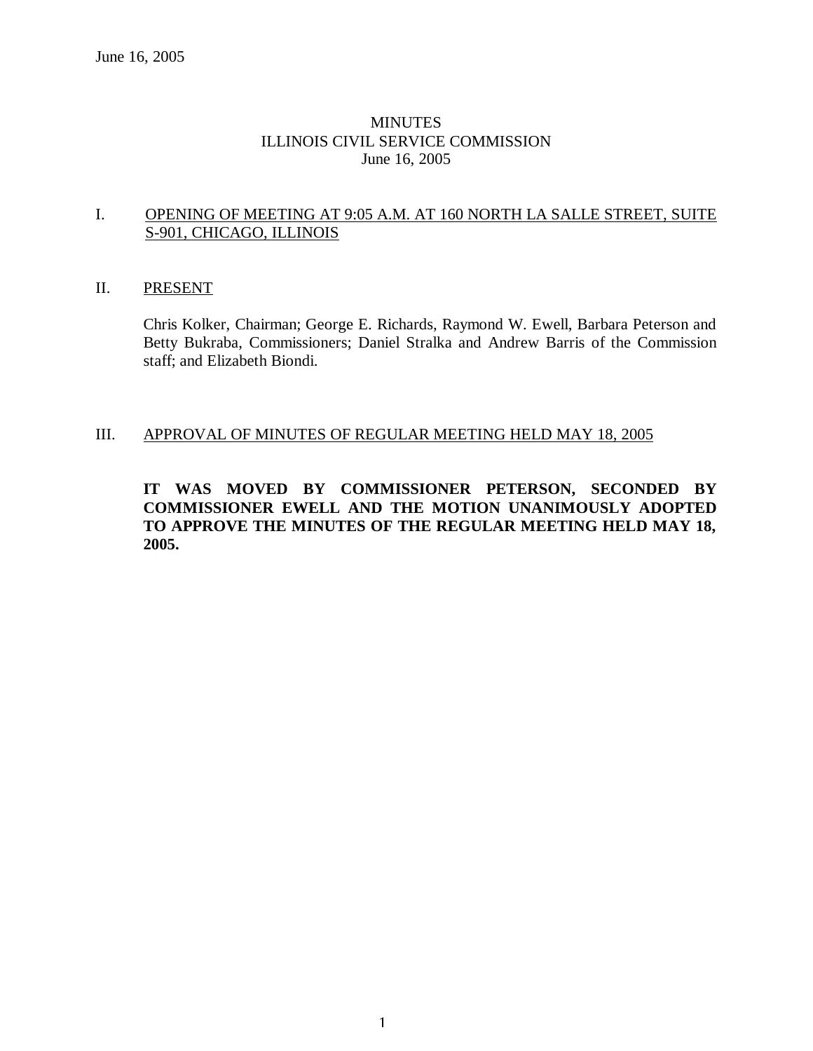# MINUTES
## ILLINOIS CIVIL SERVICE COMMISSION
### June 16, 2005

I. OPENING OF MEETING AT 9:05 A.M. AT 160 NORTH LA SALLE STREET, SUITE S-901, CHICAGO, ILLINOIS

II. PRESENT

Chris Kolker, Chairman; George E. Richards, Raymond W. Ewell, Barbara Peterson and Betty Bukraba, Commissioners; Daniel Stralka and Andrew Barris of the Commission staff; and Elizabeth Biondi.

III. APPROVAL OF MINUTES OF REGULAR MEETING HELD MAY 18, 2005

**IT WAS MOVED BY COMMISSIONER PETERSON, SECONDED BY COMMISSIONER EWELL AND THE MOTION UNANIMOUSLY ADOPTED TO APPROVE THE MINUTES OF THE REGULAR MEETING HELD MAY 18, 2005.**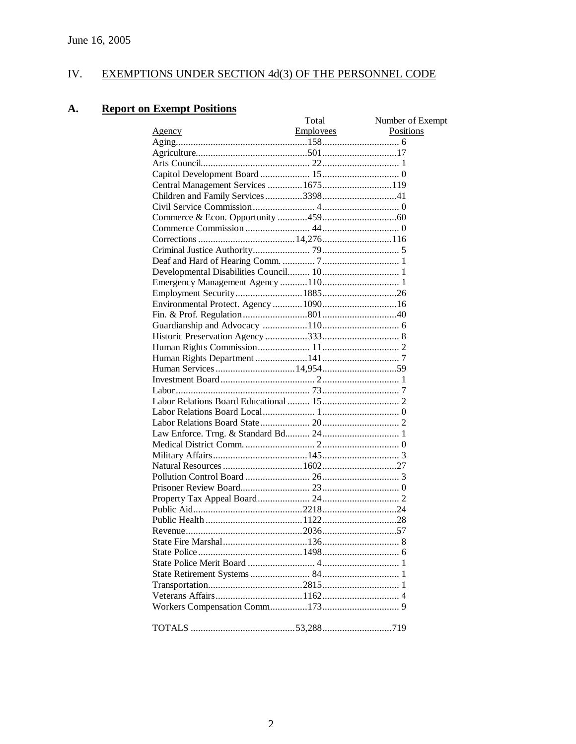June 16, 2005

## IV. EXEMPTIONS UNDER SECTION 4d(3) OF THE PERSONNEL CODE

### A. Report on Exempt Positions

| Agency | Total Employees | Number of Exempt Positions |
|---|---|---|
| Aging | 158 | 6 |
| Agriculture | 501 | 17 |
| Arts Council | 22 | 1 |
| Capitol Development Board | 15 | 0 |
| Central Management Services | 1675 | 119 |
| Children and Family Services | 3398 | 41 |
| Civil Service Commission | 4 | 0 |
| Commerce & Econ. Opportunity | 459 | 60 |
| Commerce Commission | 44 | 0 |
| Corrections | 14,276 | 116 |
| Criminal Justice Authority | 79 | 5 |
| Deaf and Hard of Hearing Comm. | 7 | 1 |
| Developmental Disabilities Council | 10 | 1 |
| Emergency Management Agency | 110 | 1 |
| Employment Security | 1885 | 26 |
| Environmental Protect. Agency | 1090 | 16 |
| Fin. & Prof. Regulation | 801 | 40 |
| Guardianship and Advocacy | 110 | 6 |
| Historic Preservation Agency | 333 | 8 |
| Human Rights Commission | 11 | 2 |
| Human Rights Department | 141 | 7 |
| Human Services | 14,954 | 59 |
| Investment Board | 2 | 1 |
| Labor | 73 | 7 |
| Labor Relations Board Educational | 15 | 2 |
| Labor Relations Board Local | 1 | 0 |
| Labor Relations Board State | 20 | 2 |
| Law Enforce. Trng. & Standard Bd. | 24 | 1 |
| Medical District Comm. | 2 | 0 |
| Military Affairs | 145 | 3 |
| Natural Resources | 1602 | 27 |
| Pollution Control Board | 26 | 3 |
| Prisoner Review Board | 23 | 0 |
| Property Tax Appeal Board | 24 | 2 |
| Public Aid | 2218 | 24 |
| Public Health | 1122 | 28 |
| Revenue | 2036 | 57 |
| State Fire Marshal | 136 | 8 |
| State Police | 1498 | 6 |
| State Police Merit Board | 4 | 1 |
| State Retirement Systems | 84 | 1 |
| Transportation | 2815 | 1 |
| Veterans Affairs | 1162 | 4 |
| Workers Compensation Comm | 173 | 9 |
| TOTALS | 53,288 | 719 |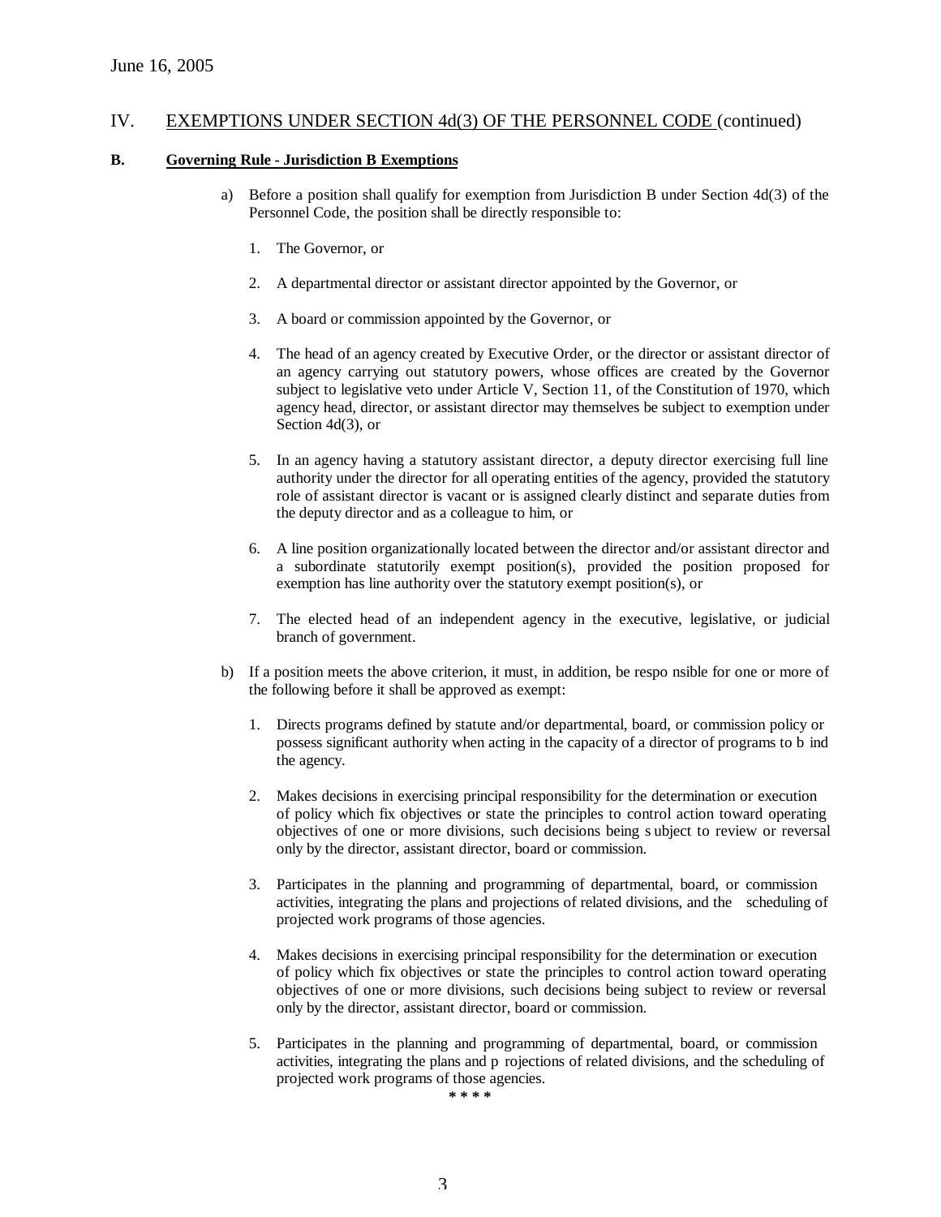June 16, 2005

## IV. EXEMPTIONS UNDER SECTION 4d(3) OF THE PERSONNEL CODE (continued)

### B. Governing Rule - Jurisdiction B Exemptions

a) Before a position shall qualify for exemption from Jurisdiction B under Section 4d(3) of the Personnel Code, the position shall be directly responsible to:

1. The Governor, or

2. A departmental director or assistant director appointed by the Governor, or

3. A board or commission appointed by the Governor, or

4. The head of an agency created by Executive Order, or the director or assistant director of an agency carrying out statutory powers, whose offices are created by the Governor subject to legislative veto under Article V, Section 11, of the Constitution of 1970, which agency head, director, or assistant director may themselves be subject to exemption under Section 4d(3), or

5. In an agency having a statutory assistant director, a deputy director exercising full line authority under the director for all operating entities of the agency, provided the statutory role of assistant director is vacant or is assigned clearly distinct and separate duties from the deputy director and as a colleague to him, or

6. A line position organizationally located between the director and/or assistant director and a subordinate statutorily exempt position(s), provided the position proposed for exemption has line authority over the statutory exempt position(s), or

7. The elected head of an independent agency in the executive, legislative, or judicial branch of government.

b) If a position meets the above criterion, it must, in addition, be respo nsible for one or more of the following before it shall be approved as exempt:

1. Directs programs defined by statute and/or departmental, board, or commission policy or possess significant authority when acting in the capacity of a director of programs to b ind the agency.

2. Makes decisions in exercising principal responsibility for the determination or execution of policy which fix objectives or state the principles to control action toward operating objectives of one or more divisions, such decisions being s ubject to review or reversal only by the director, assistant director, board or commission.

3. Participates in the planning and programming of departmental, board, or commission activities, integrating the plans and projections of related divisions, and the scheduling of projected work programs of those agencies.

4. Makes decisions in exercising principal responsibility for the determination or execution of policy which fix objectives or state the principles to control action toward operating objectives of one or more divisions, such decisions being subject to review or reversal only by the director, assistant director, board or commission.

5. Participates in the planning and programming of departmental, board, or commission activities, integrating the plans and p rojections of related divisions, and the scheduling of projected work programs of those agencies.

* * * *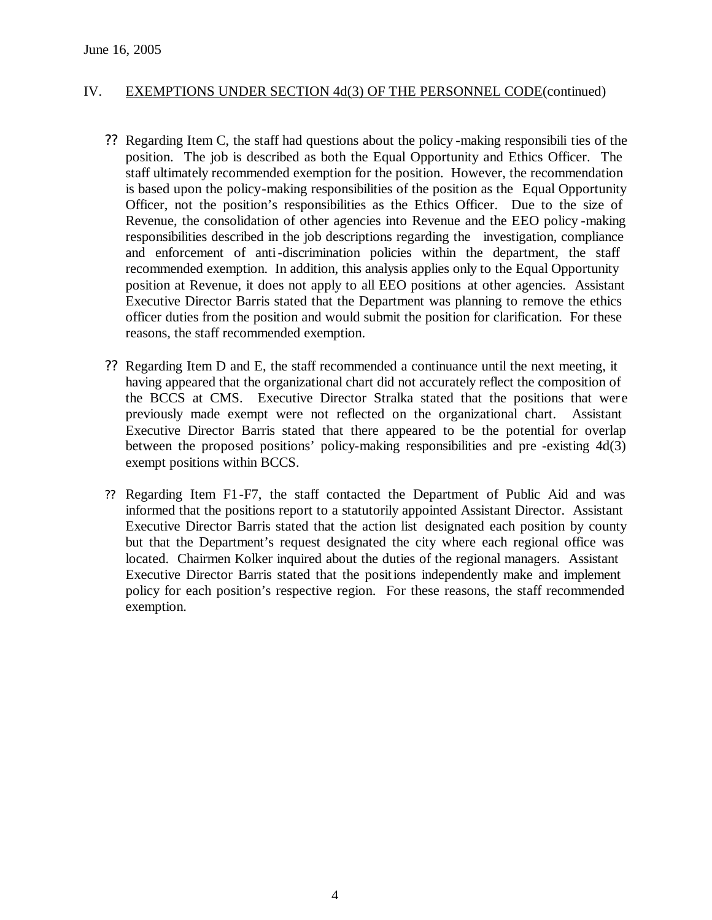June 16, 2005

## IV. EXEMPTIONS UNDER SECTION 4d(3) OF THE PERSONNEL CODE(continued)

- Regarding Item C, the staff had questions about the policy-making responsibilities of the position. The job is described as both the Equal Opportunity and Ethics Officer. The staff ultimately recommended exemption for the position. However, the recommendation is based upon the policy-making responsibilities of the position as the Equal Opportunity Officer, not the position's responsibilities as the Ethics Officer. Due to the size of Revenue, the consolidation of other agencies into Revenue and the EEO policy-making responsibilities described in the job descriptions regarding the investigation, compliance and enforcement of anti-discrimination policies within the department, the staff recommended exemption. In addition, this analysis applies only to the Equal Opportunity position at Revenue, it does not apply to all EEO positions at other agencies. Assistant Executive Director Barris stated that the Department was planning to remove the ethics officer duties from the position and would submit the position for clarification. For these reasons, the staff recommended exemption.

- Regarding Item D and E, the staff recommended a continuance until the next meeting, it having appeared that the organizational chart did not accurately reflect the composition of the BCCS at CMS. Executive Director Stralka stated that the positions that were previously made exempt were not reflected on the organizational chart. Assistant Executive Director Barris stated that there appeared to be the potential for overlap between the proposed positions' policy-making responsibilities and pre-existing 4d(3) exempt positions within BCCS.

- Regarding Item F1-F7, the staff contacted the Department of Public Aid and was informed that the positions report to a statutorily appointed Assistant Director. Assistant Executive Director Barris stated that the action list designated each position by county but that the Department's request designated the city where each regional office was located. Chairmen Kolker inquired about the duties of the regional managers. Assistant Executive Director Barris stated that the positions independently make and implement policy for each position's respective region. For these reasons, the staff recommended exemption.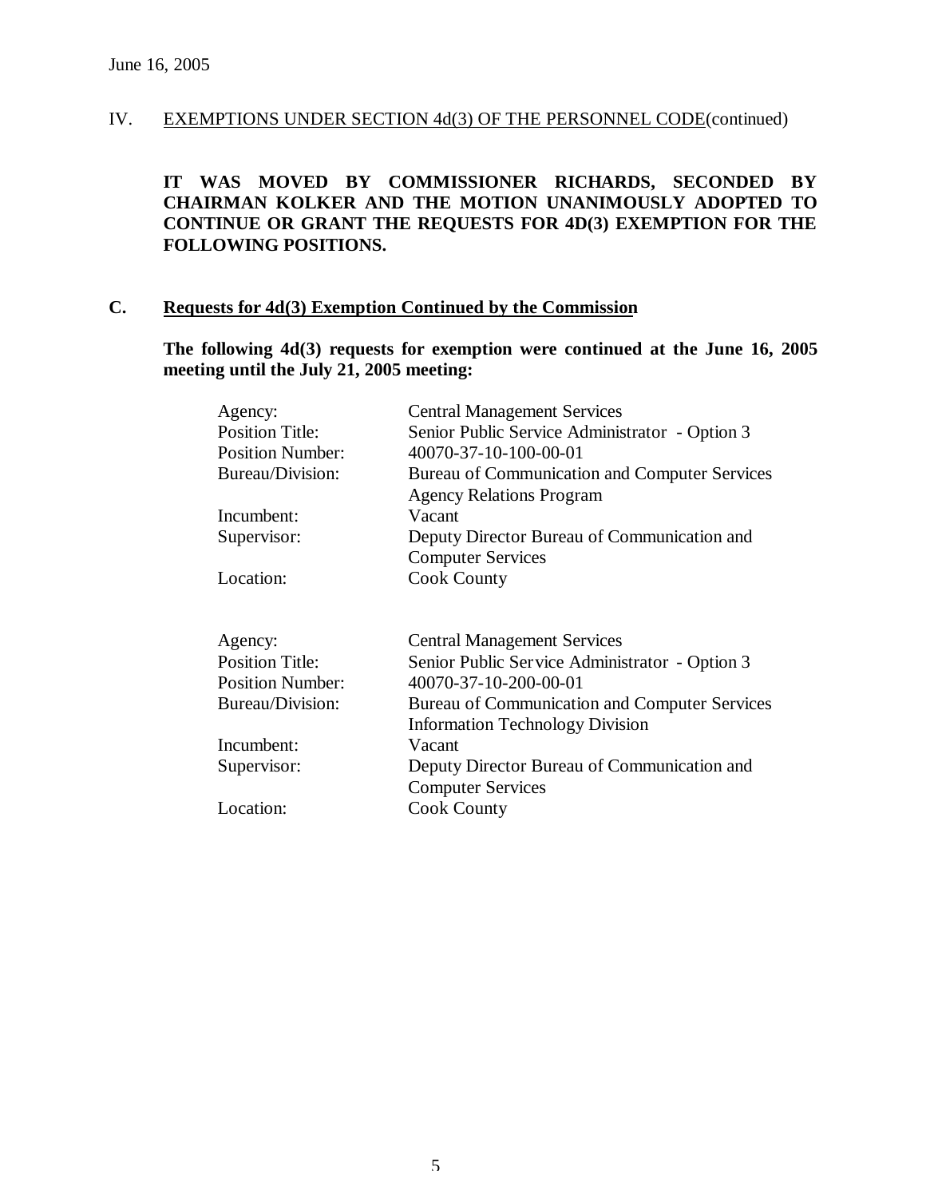June 16, 2005

IV. EXEMPTIONS UNDER SECTION 4d(3) OF THE PERSONNEL CODE(continued)

**IT WAS MOVED BY COMMISSIONER RICHARDS, SECONDED BY CHAIRMAN KOLKER AND THE MOTION UNANIMOUSLY ADOPTED TO CONTINUE OR GRANT THE REQUESTS FOR 4D(3) EXEMPTION FOR THE FOLLOWING POSITIONS.**

## C. Requests for 4d(3) Exemption Continued by the Commission

**The following 4d(3) requests for exemption were continued at the June 16, 2005 meeting until the July 21, 2005 meeting:**

| | |
|---|---|
| Agency: | Central Management Services |
| Position Title: | Senior Public Service Administrator - Option 3 |
| Position Number: | 40070-37-10-100-00-01 |
| Bureau/Division: | Bureau of Communication and Computer Services Agency Relations Program |
| Incumbent: | Vacant |
| Supervisor: | Deputy Director Bureau of Communication and Computer Services |
| Location: | Cook County |

| | |
|---|---|
| Agency: | Central Management Services |
| Position Title: | Senior Public Service Administrator - Option 3 |
| Position Number: | 40070-37-10-200-00-01 |
| Bureau/Division: | Bureau of Communication and Computer Services Information Technology Division |
| Incumbent: | Vacant |
| Supervisor: | Deputy Director Bureau of Communication and Computer Services |
| Location: | Cook County |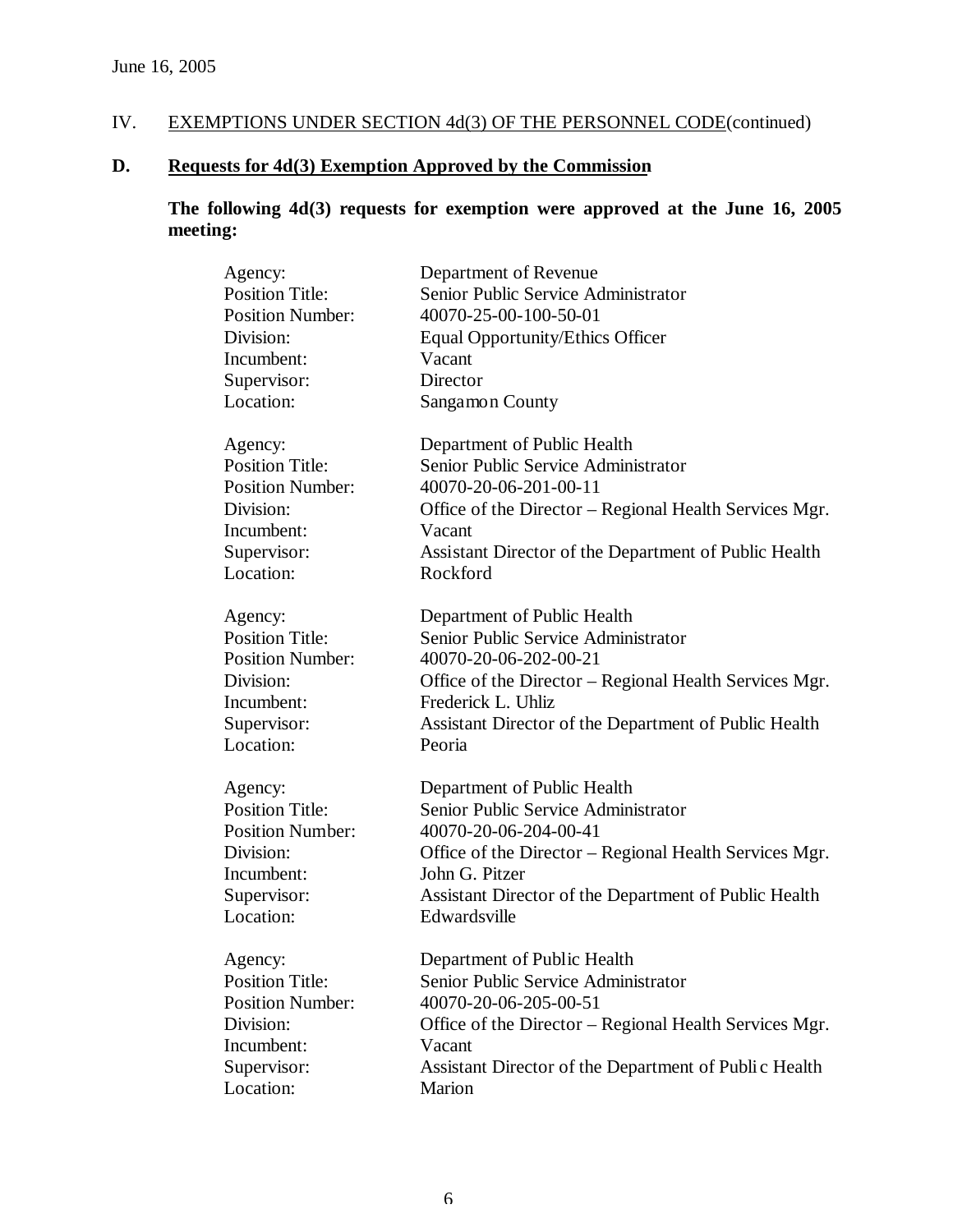June 16, 2005

IV. EXEMPTIONS UNDER SECTION 4d(3) OF THE PERSONNEL CODE(continued)

**D. Requests for 4d(3) Exemption Approved by the Commission**

**The following 4d(3) requests for exemption were approved at the June 16, 2005 meeting:**

Agency: Department of Revenue
Position Title: Senior Public Service Administrator
Position Number: 40070-25-00-100-50-01
Division: Equal Opportunity/Ethics Officer
Incumbent: Vacant
Supervisor: Director
Location: Sangamon County

Agency: Department of Public Health
Position Title: Senior Public Service Administrator
Position Number: 40070-20-06-201-00-11
Division: Office of the Director – Regional Health Services Mgr.
Incumbent: Vacant
Supervisor: Assistant Director of the Department of Public Health
Location: Rockford

Agency: Department of Public Health
Position Title: Senior Public Service Administrator
Position Number: 40070-20-06-202-00-21
Division: Office of the Director – Regional Health Services Mgr.
Incumbent: Frederick L. Uhliz
Supervisor: Assistant Director of the Department of Public Health
Location: Peoria

Agency: Department of Public Health
Position Title: Senior Public Service Administrator
Position Number: 40070-20-06-204-00-41
Division: Office of the Director – Regional Health Services Mgr.
Incumbent: John G. Pitzer
Supervisor: Assistant Director of the Department of Public Health
Location: Edwardsville

Agency: Department of Public Health
Position Title: Senior Public Service Administrator
Position Number: 40070-20-06-205-00-51
Division: Office of the Director – Regional Health Services Mgr.
Incumbent: Vacant
Supervisor: Assistant Director of the Department of Public Health
Location: Marion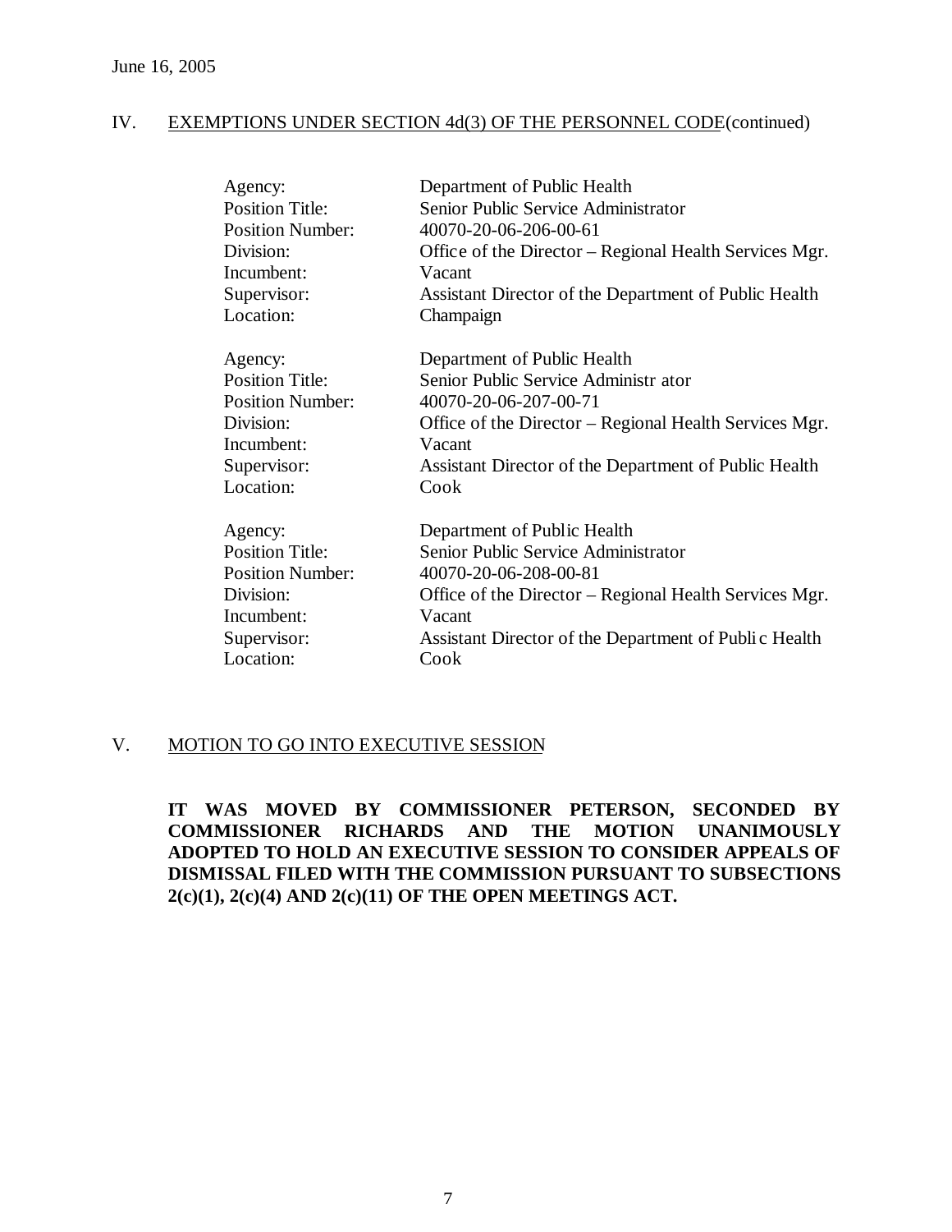June 16, 2005

## IV. EXEMPTIONS UNDER SECTION 4d(3) OF THE PERSONNEL CODE(continued)

| | |
|---|---|
| Agency: | Department of Public Health |
| Position Title: | Senior Public Service Administrator |
| Position Number: | 40070-20-06-206-00-61 |
| Division: | Office of the Director – Regional Health Services Mgr. |
| Incumbent: | Vacant |
| Supervisor: | Assistant Director of the Department of Public Health |
| Location: | Champaign |

| | |
|---|---|
| Agency: | Department of Public Health |
| Position Title: | Senior Public Service Administrator |
| Position Number: | 40070-20-06-207-00-71 |
| Division: | Office of the Director – Regional Health Services Mgr. |
| Incumbent: | Vacant |
| Supervisor: | Assistant Director of the Department of Public Health |
| Location: | Cook |

| | |
|---|---|
| Agency: | Department of Public Health |
| Position Title: | Senior Public Service Administrator |
| Position Number: | 40070-20-06-208-00-81 |
| Division: | Office of the Director – Regional Health Services Mgr. |
| Incumbent: | Vacant |
| Supervisor: | Assistant Director of the Department of Public Health |
| Location: | Cook |

## V. MOTION TO GO INTO EXECUTIVE SESSION

**IT WAS MOVED BY COMMISSIONER PETERSON, SECONDED BY COMMISSIONER RICHARDS AND THE MOTION UNANIMOUSLY ADOPTED TO HOLD AN EXECUTIVE SESSION TO CONSIDER APPEALS OF DISMISSAL FILED WITH THE COMMISSION PURSUANT TO SUBSECTIONS 2(c)(1), 2(c)(4) AND 2(c)(11) OF THE OPEN MEETINGS ACT.**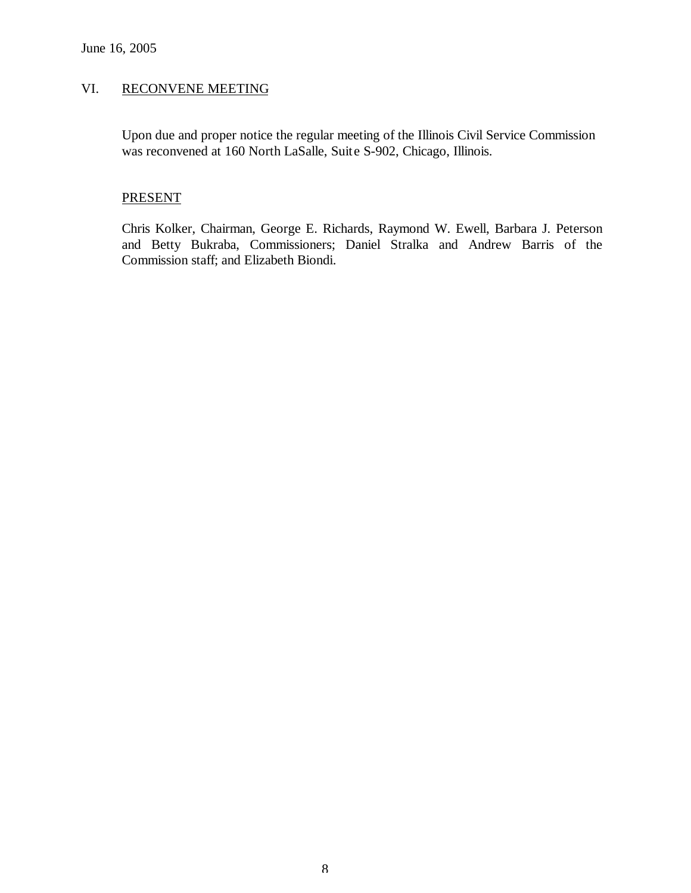June 16, 2005

## VI. RECONVENE MEETING

Upon due and proper notice the regular meeting of the Illinois Civil Service Commission was reconvened at 160 North LaSalle, Suite S-902, Chicago, Illinois.

### PRESENT

Chris Kolker, Chairman, George E. Richards, Raymond W. Ewell, Barbara J. Peterson and Betty Bukraba, Commissioners; Daniel Stralka and Andrew Barris of the Commission staff; and Elizabeth Biondi.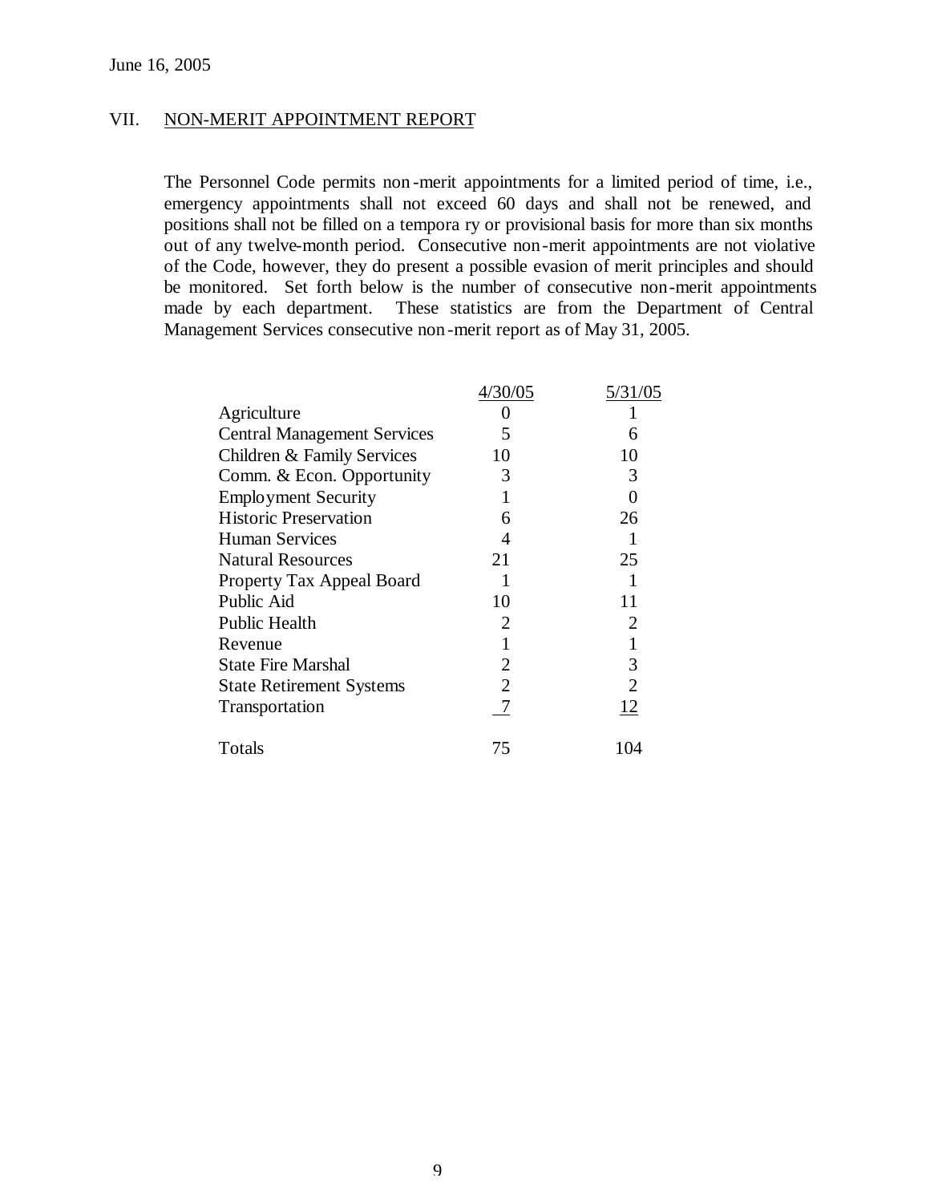June 16, 2005

## VII. NON-MERIT APPOINTMENT REPORT

The Personnel Code permits non-merit appointments for a limited period of time, i.e., emergency appointments shall not exceed 60 days and shall not be renewed, and positions shall not be filled on a temporary or provisional basis for more than six months out of any twelve-month period. Consecutive non-merit appointments are not violative of the Code, however, they do present a possible evasion of merit principles and should be monitored. Set forth below is the number of consecutive non-merit appointments made by each department. These statistics are from the Department of Central Management Services consecutive non-merit report as of May 31, 2005.

| | 4/30/05 | 5/31/05 |
|---|---|---|
| Agriculture | 0 | 1 |
| Central Management Services | 5 | 6 |
| Children & Family Services | 10 | 10 |
| Comm. & Econ. Opportunity | 3 | 3 |
| Employment Security | 1 | 0 |
| Historic Preservation | 6 | 26 |
| Human Services | 4 | 1 |
| Natural Resources | 21 | 25 |
| Property Tax Appeal Board | 1 | 1 |
| Public Aid | 10 | 11 |
| Public Health | 2 | 2 |
| Revenue | 1 | 1 |
| State Fire Marshal | 2 | 3 |
| State Retirement Systems | 2 | 2 |
| Transportation | 7 | 12 |
| Totals | 75 | 104 |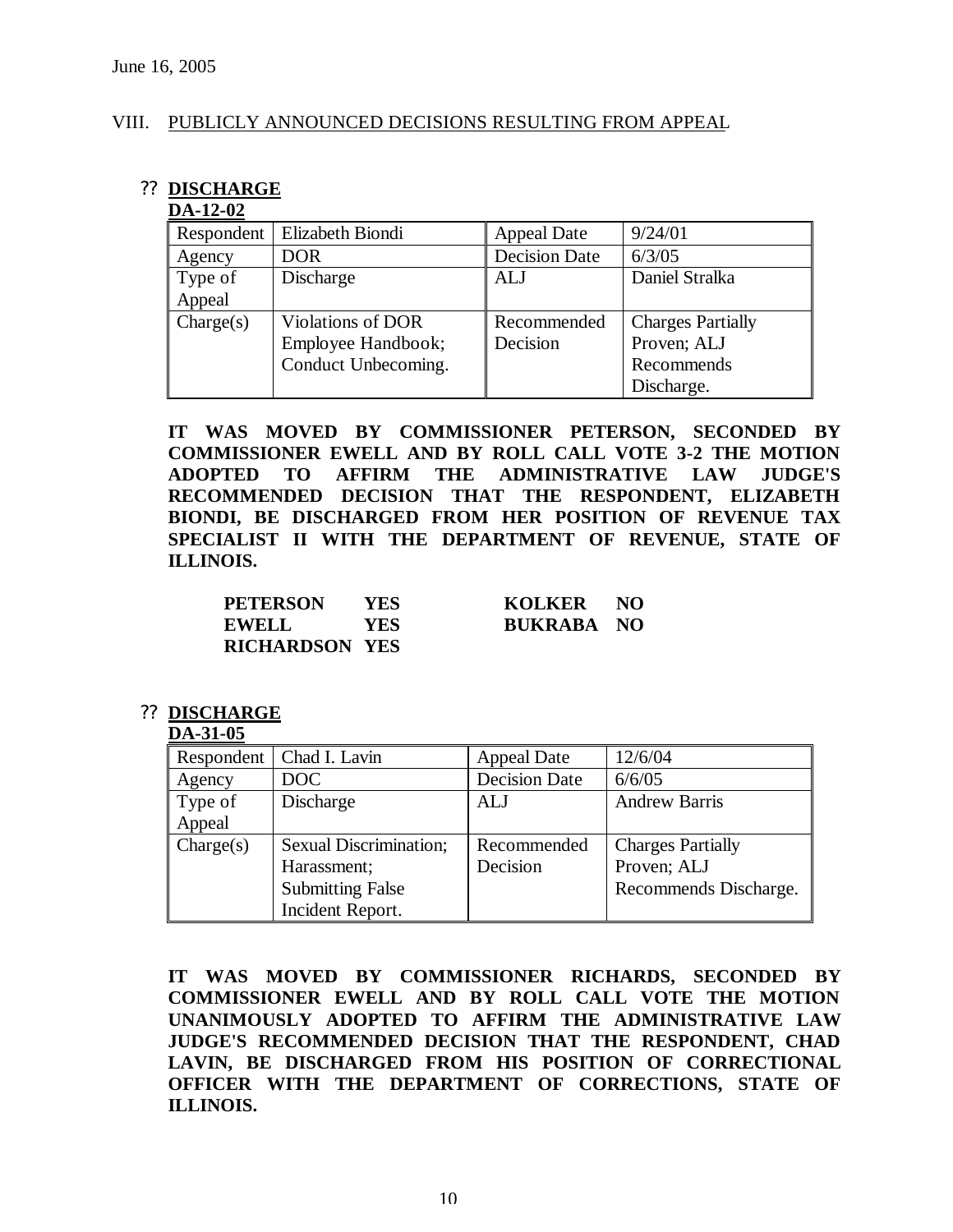June 16, 2005

VIII. PUBLICLY ANNOUNCED DECISIONS RESULTING FROM APPEAL

?? **DISCHARGE**

**DA-12-02**

| Respondent | Elizabeth Biondi | Appeal Date | 9/24/01 |
|---|---|---|---|
| Agency | DOR | Decision Date | 6/3/05 |
| Type of Appeal | Discharge | ALJ | Daniel Stralka |
| Charge(s) | Violations of DOR Employee Handbook; Conduct Unbecoming. | Recommended Decision | Charges Partially Proven; ALJ Recommends Discharge. |

**IT WAS MOVED BY COMMISSIONER PETERSON, SECONDED BY COMMISSIONER EWELL AND BY ROLL CALL VOTE 3-2 THE MOTION ADOPTED TO AFFIRM THE ADMINISTRATIVE LAW JUDGE'S RECOMMENDED DECISION THAT THE RESPONDENT, ELIZABETH BIONDI, BE DISCHARGED FROM HER POSITION OF REVENUE TAX SPECIALIST II WITH THE DEPARTMENT OF REVENUE, STATE OF ILLINOIS.**

| | | | |
|---|---|---|---|
| **PETERSON** | **YES** | **KOLKER** | **NO** |
| **EWELL** | **YES** | **BUKRABA** | **NO** |
| **RICHARDSON** | **YES** | | |

?? **DISCHARGE**

**DA-31-05**

| Respondent | Chad I. Lavin | Appeal Date | 12/6/04 |
|---|---|---|---|
| Agency | DOC | Decision Date | 6/6/05 |
| Type of Appeal | Discharge | ALJ | Andrew Barris |
| Charge(s) | Sexual Discrimination; Harassment; Submitting False Incident Report. | Recommended Decision | Charges Partially Proven; ALJ Recommends Discharge. |

**IT WAS MOVED BY COMMISSIONER RICHARDS, SECONDED BY COMMISSIONER EWELL AND BY ROLL CALL VOTE THE MOTION UNANIMOUSLY ADOPTED TO AFFIRM THE ADMINISTRATIVE LAW JUDGE'S RECOMMENDED DECISION THAT THE RESPONDENT, CHAD LAVIN, BE DISCHARGED FROM HIS POSITION OF CORRECTIONAL OFFICER WITH THE DEPARTMENT OF CORRECTIONS, STATE OF ILLINOIS.**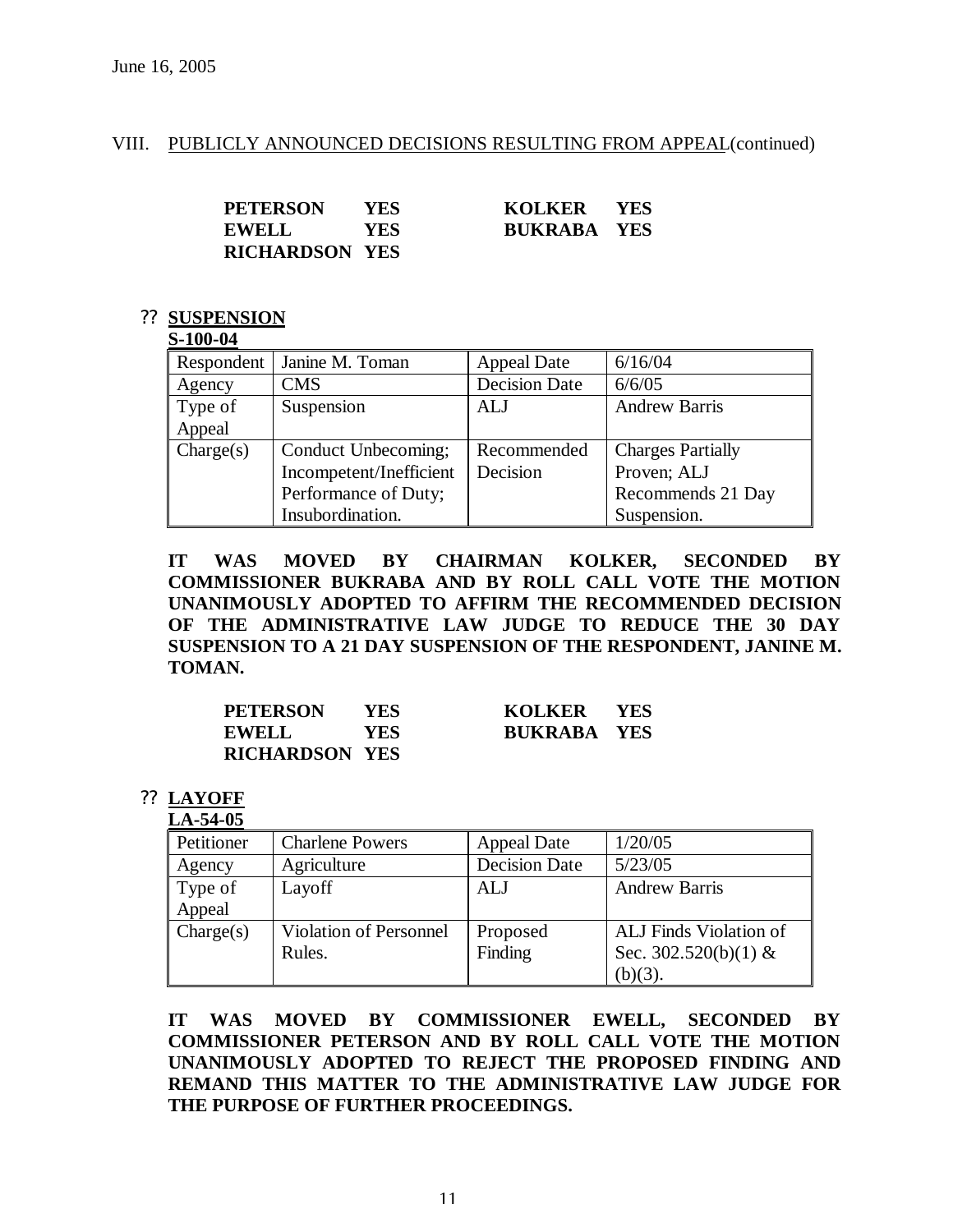June 16, 2005

VIII. PUBLICLY ANNOUNCED DECISIONS RESULTING FROM APPEAL (continued)

| | | | |
|---|---|---|---|
| **PETERSON** | **YES** | **KOLKER** | **YES** |
| **EWELL** | **YES** | **BUKRABA** | **YES** |
| **RICHARDSON** | **YES** | | |

?? **SUSPENSION**

**S-100-04**

| | | | |
|---|---|---|---|
| Respondent | Janine M. Toman | Appeal Date | 6/16/04 |
| Agency | CMS | Decision Date | 6/6/05 |
| Type of Appeal | Suspension | ALJ | Andrew Barris |
| Charge(s) | Conduct Unbecoming; Incompetent/Inefficient Performance of Duty; Insubordination. | Recommended Decision | Charges Partially Proven; ALJ Recommends 21 Day Suspension. |

**IT WAS MOVED BY CHAIRMAN KOLKER, SECONDED BY COMMISSIONER BUKRABA AND BY ROLL CALL VOTE THE MOTION UNANIMOUSLY ADOPTED TO AFFIRM THE RECOMMENDED DECISION OF THE ADMINISTRATIVE LAW JUDGE TO REDUCE THE 30 DAY SUSPENSION TO A 21 DAY SUSPENSION OF THE RESPONDENT, JANINE M. TOMAN.**

| | | | |
|---|---|---|---|
| **PETERSON** | **YES** | **KOLKER** | **YES** |
| **EWELL** | **YES** | **BUKRABA** | **YES** |
| **RICHARDSON** | **YES** | | |

?? **LAYOFF**

**LA-54-05**

| | | | |
|---|---|---|---|
| Petitioner | Charlene Powers | Appeal Date | 1/20/05 |
| Agency | Agriculture | Decision Date | 5/23/05 |
| Type of Appeal | Layoff | ALJ | Andrew Barris |
| Charge(s) | Violation of Personnel Rules. | Proposed Finding | ALJ Finds Violation of Sec. 302.520(b)(1) & (b)(3). |

**IT WAS MOVED BY COMMISSIONER EWELL, SECONDED BY COMMISSIONER PETERSON AND BY ROLL CALL VOTE THE MOTION UNANIMOUSLY ADOPTED TO REJECT THE PROPOSED FINDING AND REMAND THIS MATTER TO THE ADMINISTRATIVE LAW JUDGE FOR THE PURPOSE OF FURTHER PROCEEDINGS.**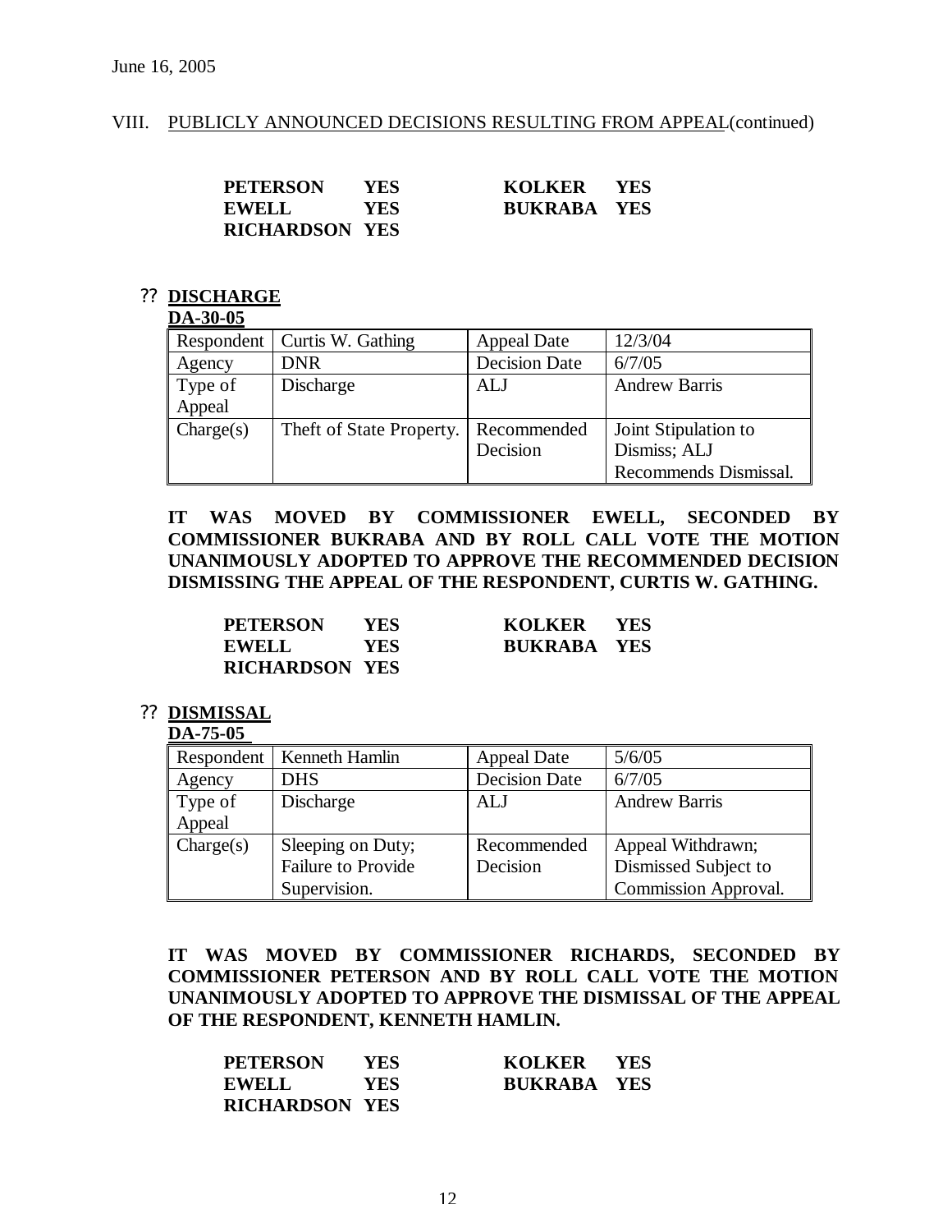June 16, 2005

VIII. PUBLICLY ANNOUNCED DECISIONS RESULTING FROM APPEAL(continued)

| | | | |
|---|---|---|---|
| **PETERSON** | **YES** | **KOLKER** | **YES** |
| **EWELL** | **YES** | **BUKRABA** | **YES** |
| **RICHARDSON** | **YES** | | |

?? **DISCHARGE**

**DA-30-05**

| Respondent | Curtis W. Gathing | Appeal Date | 12/3/04 |
|---|---|---|---|
| Agency | DNR | Decision Date | 6/7/05 |
| Type of Appeal | Discharge | ALJ | Andrew Barris |
| Charge(s) | Theft of State Property. | Recommended Decision | Joint Stipulation to Dismiss; ALJ Recommends Dismissal. |

**IT WAS MOVED BY COMMISSIONER EWELL, SECONDED BY COMMISSIONER BUKRABA AND BY ROLL CALL VOTE THE MOTION UNANIMOUSLY ADOPTED TO APPROVE THE RECOMMENDED DECISION DISMISSING THE APPEAL OF THE RESPONDENT, CURTIS W. GATHING.**

| | | | |
|---|---|---|---|
| **PETERSON** | **YES** | **KOLKER** | **YES** |
| **EWELL** | **YES** | **BUKRABA** | **YES** |
| **RICHARDSON** | **YES** | | |

?? **DISMISSAL**

**DA-75-05**

| Respondent | Kenneth Hamlin | Appeal Date | 5/6/05 |
|---|---|---|---|
| Agency | DHS | Decision Date | 6/7/05 |
| Type of Appeal | Discharge | ALJ | Andrew Barris |
| Charge(s) | Sleeping on Duty; Failure to Provide Supervision. | Recommended Decision | Appeal Withdrawn; Dismissed Subject to Commission Approval. |

**IT WAS MOVED BY COMMISSIONER RICHARDS, SECONDED BY COMMISSIONER PETERSON AND BY ROLL CALL VOTE THE MOTION UNANIMOUSLY ADOPTED TO APPROVE THE DISMISSAL OF THE APPEAL OF THE RESPONDENT, KENNETH HAMLIN.**

| | | | |
|---|---|---|---|
| **PETERSON** | **YES** | **KOLKER** | **YES** |
| **EWELL** | **YES** | **BUKRABA** | **YES** |
| **RICHARDSON** | **YES** | | |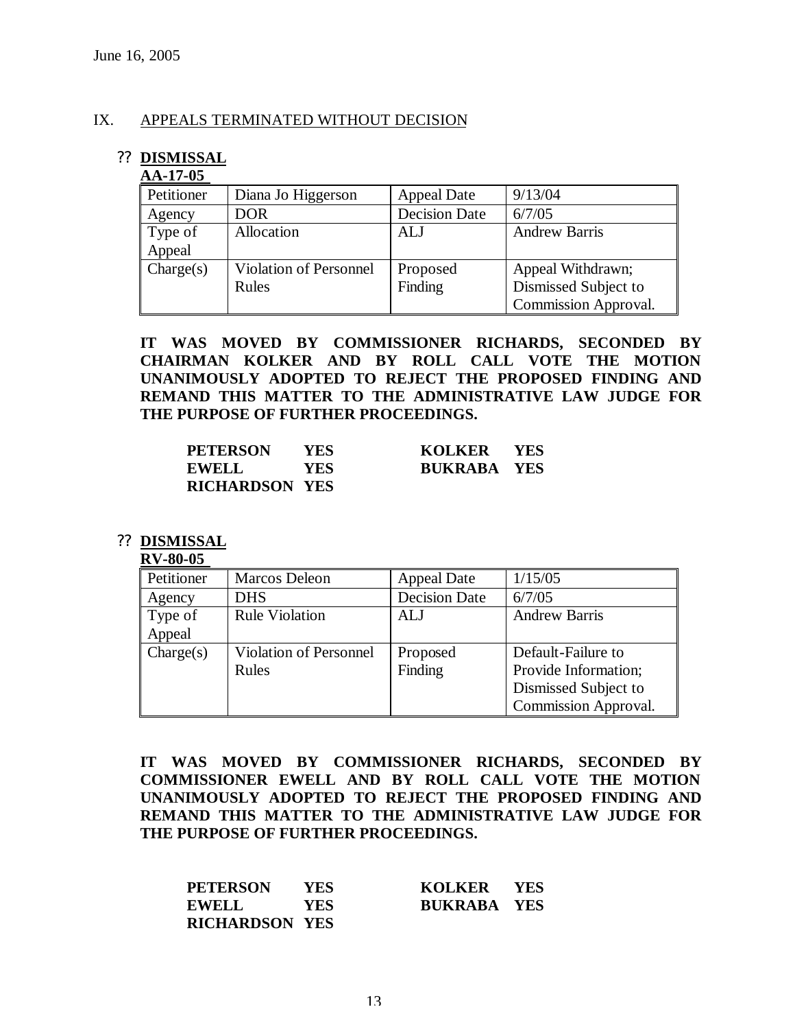June 16, 2005

## IX. APPEALS TERMINATED WITHOUT DECISION

?? **DISMISSAL**
**AA-17-05**

| Petitioner | Diana Jo Higgerson | Appeal Date | 9/13/04 |
|---|---|---|---|
| Agency | DOR | Decision Date | 6/7/05 |
| Type of Appeal | Allocation | ALJ | Andrew Barris |
| Charge(s) | Violation of Personnel Rules | Proposed Finding | Appeal Withdrawn; Dismissed Subject to Commission Approval. |

**IT WAS MOVED BY COMMISSIONER RICHARDS, SECONDED BY CHAIRMAN KOLKER AND BY ROLL CALL VOTE THE MOTION UNANIMOUSLY ADOPTED TO REJECT THE PROPOSED FINDING AND REMAND THIS MATTER TO THE ADMINISTRATIVE LAW JUDGE FOR THE PURPOSE OF FURTHER PROCEEDINGS.**

**PETERSON YES** **KOLKER YES**
**EWELL YES** **BUKRABA YES**
**RICHARDSON YES**

?? **DISMISSAL**
**RV-80-05**

| Petitioner | Marcos Deleon | Appeal Date | 1/15/05 |
|---|---|---|---|
| Agency | DHS | Decision Date | 6/7/05 |
| Type of Appeal | Rule Violation | ALJ | Andrew Barris |
| Charge(s) | Violation of Personnel Rules | Proposed Finding | Default-Failure to Provide Information; Dismissed Subject to Commission Approval. |

**IT WAS MOVED BY COMMISSIONER RICHARDS, SECONDED BY COMMISSIONER EWELL AND BY ROLL CALL VOTE THE MOTION UNANIMOUSLY ADOPTED TO REJECT THE PROPOSED FINDING AND REMAND THIS MATTER TO THE ADMINISTRATIVE LAW JUDGE FOR THE PURPOSE OF FURTHER PROCEEDINGS.**

**PETERSON YES** **KOLKER YES**
**EWELL YES** **BUKRABA YES**
**RICHARDSON YES**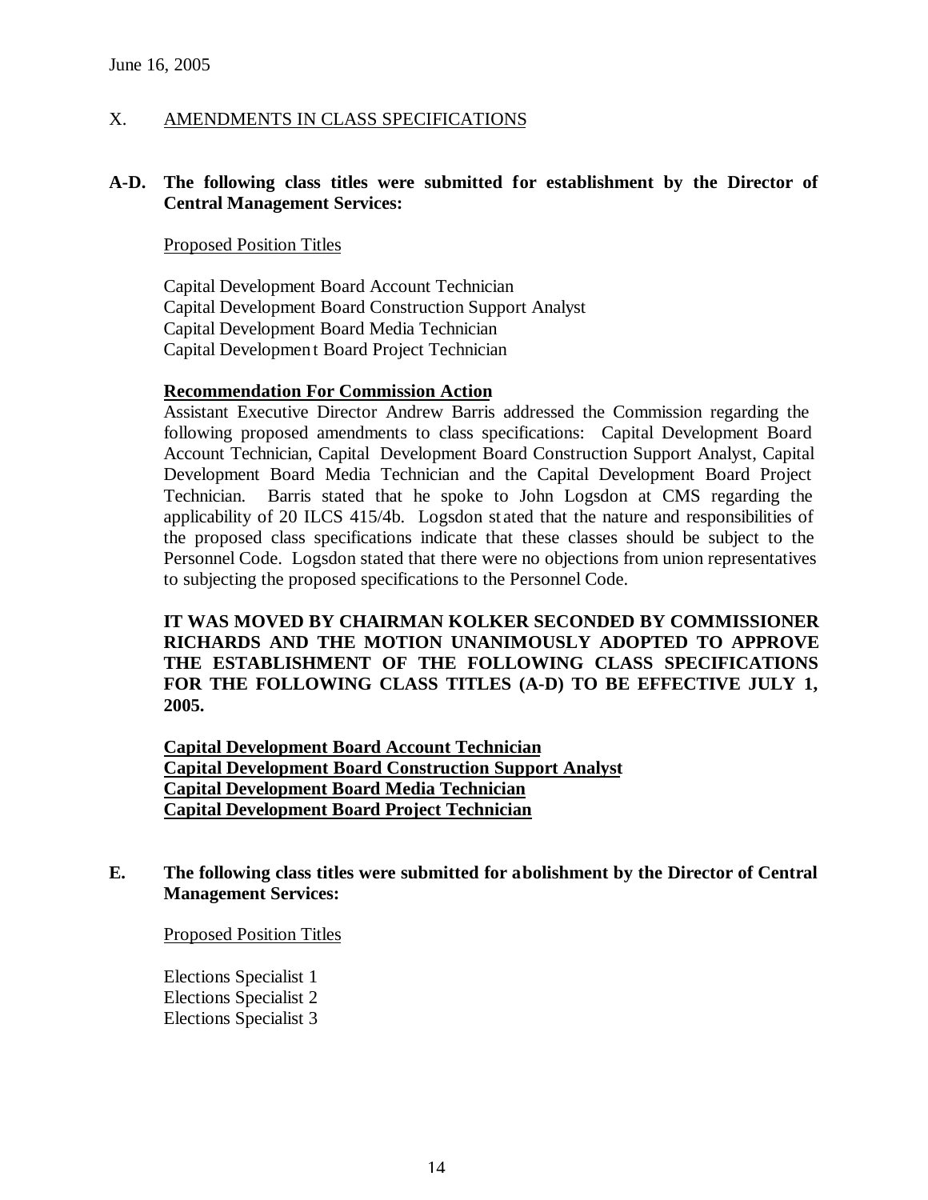June 16, 2005

X. AMENDMENTS IN CLASS SPECIFICATIONS

**A-D. The following class titles were submitted for establishment by the Director of Central Management Services:**

Proposed Position Titles

Capital Development Board Account Technician
Capital Development Board Construction Support Analyst
Capital Development Board Media Technician
Capital Development Board Project Technician

**Recommendation For Commission Action**

Assistant Executive Director Andrew Barris addressed the Commission regarding the following proposed amendments to class specifications: Capital Development Board Account Technician, Capital Development Board Construction Support Analyst, Capital Development Board Media Technician and the Capital Development Board Project Technician. Barris stated that he spoke to John Logsdon at CMS regarding the applicability of 20 ILCS 415/4b. Logsdon stated that the nature and responsibilities of the proposed class specifications indicate that these classes should be subject to the Personnel Code. Logsdon stated that there were no objections from union representatives to subjecting the proposed specifications to the Personnel Code.

**IT WAS MOVED BY CHAIRMAN KOLKER SECONDED BY COMMISSIONER RICHARDS AND THE MOTION UNANIMOUSLY ADOPTED TO APPROVE THE ESTABLISHMENT OF THE FOLLOWING CLASS SPECIFICATIONS FOR THE FOLLOWING CLASS TITLES (A-D) TO BE EFFECTIVE JULY 1, 2005.**

**Capital Development Board Account Technician**
**Capital Development Board Construction Support Analyst**
**Capital Development Board Media Technician**
**Capital Development Board Project Technician**

**E. The following class titles were submitted for abolishment by the Director of Central Management Services:**

Proposed Position Titles

Elections Specialist 1
Elections Specialist 2
Elections Specialist 3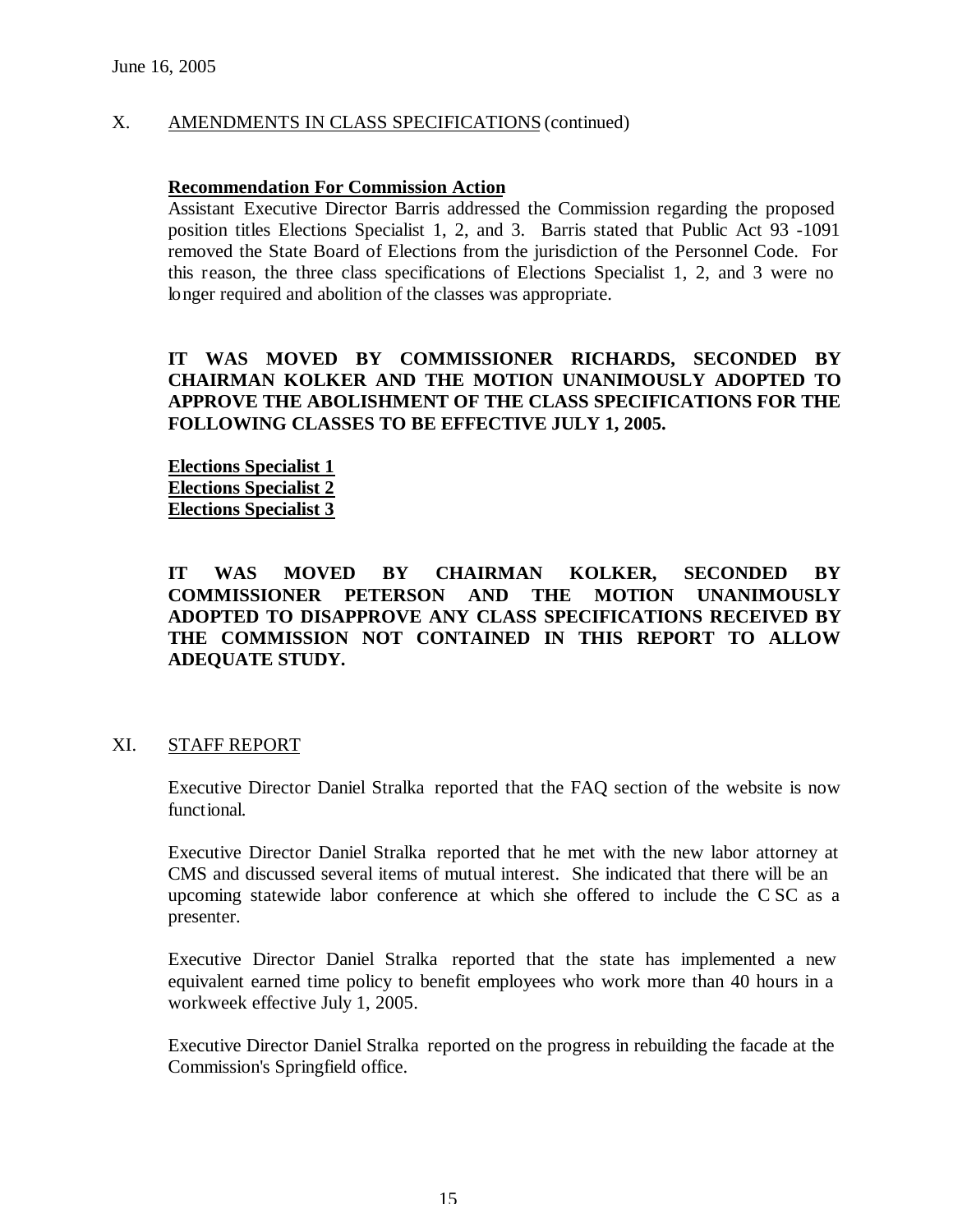June 16, 2005

## X. AMENDMENTS IN CLASS SPECIFICATIONS (continued)

**Recommendation For Commission Action**

Assistant Executive Director Barris addressed the Commission regarding the proposed position titles Elections Specialist 1, 2, and 3. Barris stated that Public Act 93 -1091 removed the State Board of Elections from the jurisdiction of the Personnel Code. For this reason, the three class specifications of Elections Specialist 1, 2, and 3 were no longer required and abolition of the classes was appropriate.

**IT WAS MOVED BY COMMISSIONER RICHARDS, SECONDED BY CHAIRMAN KOLKER AND THE MOTION UNANIMOUSLY ADOPTED TO APPROVE THE ABOLISHMENT OF THE CLASS SPECIFICATIONS FOR THE FOLLOWING CLASSES TO BE EFFECTIVE JULY 1, 2005.**

**Elections Specialist 1**
**Elections Specialist 2**
**Elections Specialist 3**

**IT WAS MOVED BY CHAIRMAN KOLKER, SECONDED BY COMMISSIONER PETERSON AND THE MOTION UNANIMOUSLY ADOPTED TO DISAPPROVE ANY CLASS SPECIFICATIONS RECEIVED BY THE COMMISSION NOT CONTAINED IN THIS REPORT TO ALLOW ADEQUATE STUDY.**

## XI. STAFF REPORT

Executive Director Daniel Stralka reported that the FAQ section of the website is now functional.

Executive Director Daniel Stralka reported that he met with the new labor attorney at CMS and discussed several items of mutual interest. She indicated that there will be an upcoming statewide labor conference at which she offered to include the CSC as a presenter.

Executive Director Daniel Stralka reported that the state has implemented a new equivalent earned time policy to benefit employees who work more than 40 hours in a workweek effective July 1, 2005.

Executive Director Daniel Stralka reported on the progress in rebuilding the facade at the Commission's Springfield office.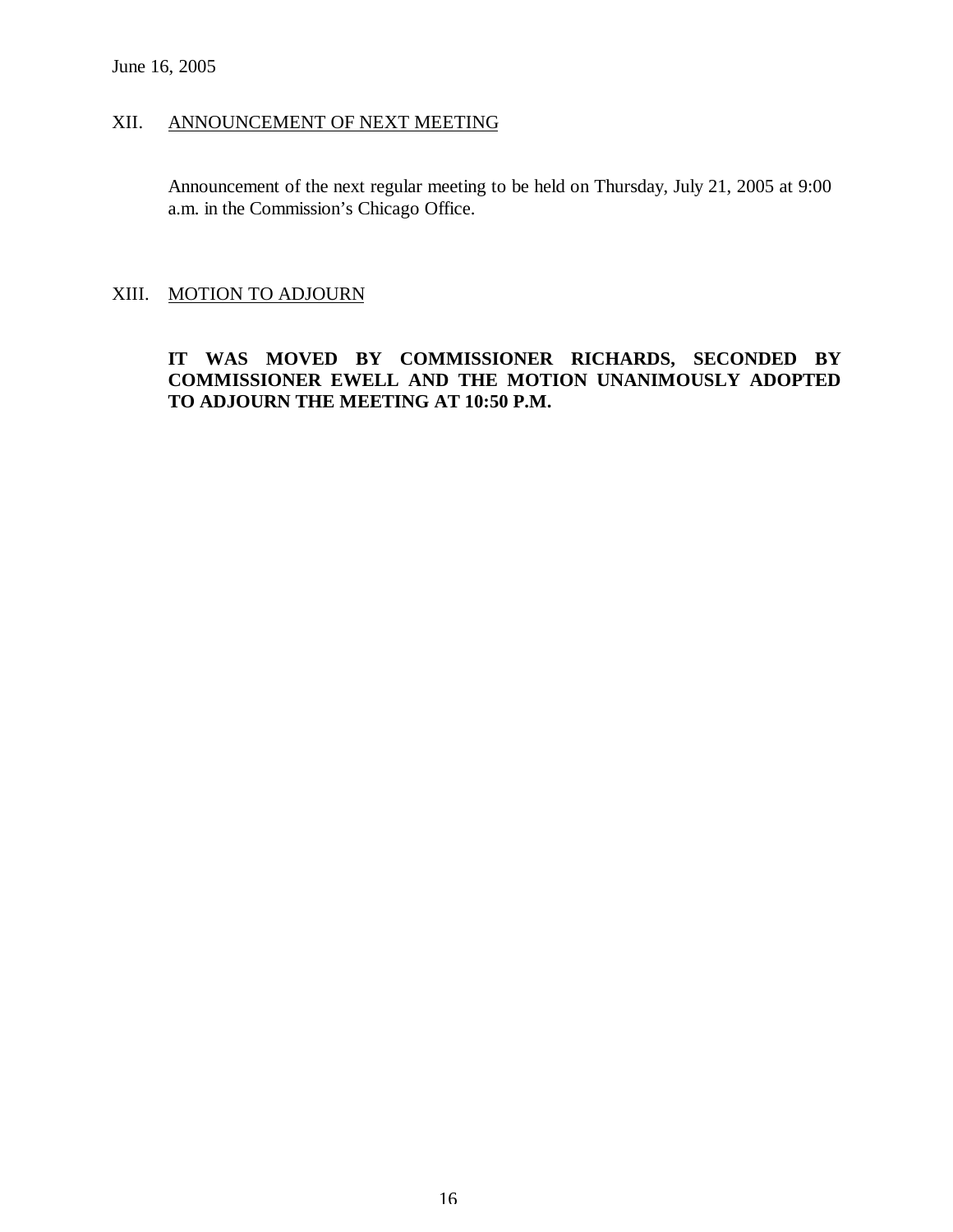## XII. ANNOUNCEMENT OF NEXT MEETING

Announcement of the next regular meeting to be held on Thursday, July 21, 2005 at 9:00 a.m. in the Commission's Chicago Office.

## XIII. MOTION TO ADJOURN

**IT WAS MOVED BY COMMISSIONER RICHARDS, SECONDED BY COMMISSIONER EWELL AND THE MOTION UNANIMOUSLY ADOPTED TO ADJOURN THE MEETING AT 10:50 P.M.**